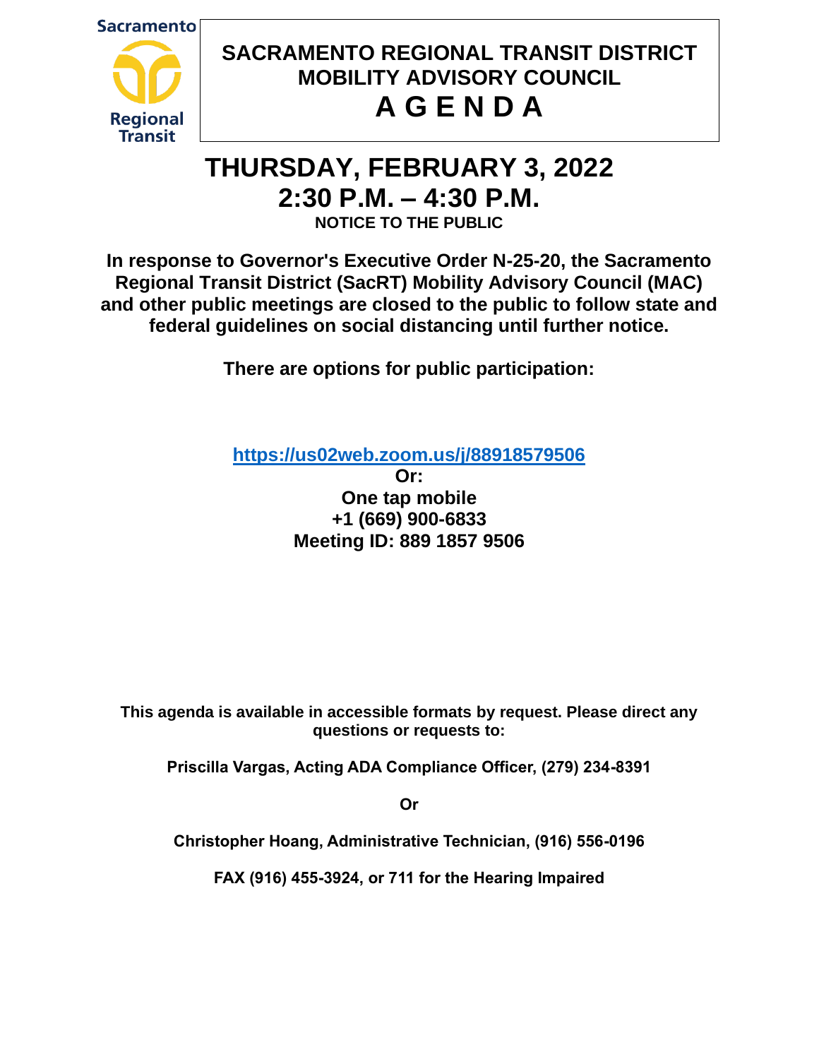# SACRAMENTO REGIONAL TRANSIT DISTRICT MOBILITY ADVISORY COUNCIL

# A G E N D A

## THURSDAY, FEBRUARY 3, 2022
## 2:30 P.M. – 4:30 P.M.

**NOTICE TO THE PUBLIC**

**In response to Governor's Executive Order N-25-20, the Sacramento Regional Transit District (SacRT) Mobility Advisory Council (MAC) and other public meetings are closed to the public to follow state and federal guidelines on social distancing until further notice.**

**There are options for public participation:**

**https://us02web.zoom.us/j/88918579506**

**Or:**

**One tap mobile**
**+1 (669) 900-6833**
**Meeting ID: 889 1857 9506**

**This agenda is available in accessible formats by request. Please direct any questions or requests to:**

**Priscilla Vargas, Acting ADA Compliance Officer, (279) 234-8391**

**Or**

**Christopher Hoang, Administrative Technician, (916) 556-0196**

**FAX (916) 455-3924, or 711 for the Hearing Impaired**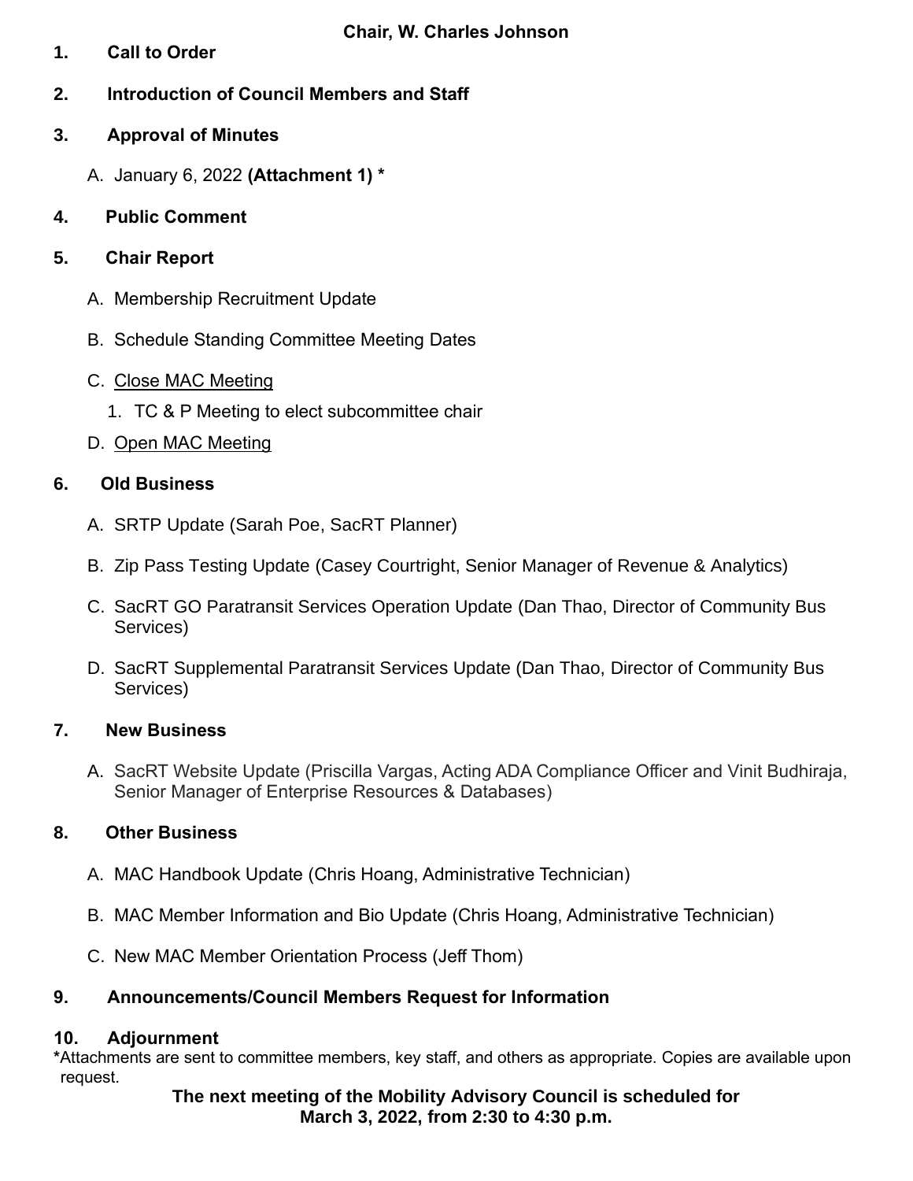**Chair, W. Charles Johnson**

1. **Call to Order**

2. **Introduction of Council Members and Staff**

3. **Approval of Minutes**

   A. January 6, 2022 **(Attachment 1) ***

4. **Public Comment**

5. **Chair Report**

   A. Membership Recruitment Update

   B. Schedule Standing Committee Meeting Dates

   C. Close MAC Meeting

      1. TC & P Meeting to elect subcommittee chair

   D. Open MAC Meeting

6. **Old Business**

   A. SRTP Update (Sarah Poe, SacRT Planner)

   B. Zip Pass Testing Update (Casey Courtright, Senior Manager of Revenue & Analytics)

   C. SacRT GO Paratransit Services Operation Update (Dan Thao, Director of Community Bus Services)

   D. SacRT Supplemental Paratransit Services Update (Dan Thao, Director of Community Bus Services)

7. **New Business**

   A. SacRT Website Update (Priscilla Vargas, Acting ADA Compliance Officer and Vinit Budhiraja, Senior Manager of Enterprise Resources & Databases)

8. **Other Business**

   A. MAC Handbook Update (Chris Hoang, Administrative Technician)

   B. MAC Member Information and Bio Update (Chris Hoang, Administrative Technician)

   C. New MAC Member Orientation Process (Jeff Thom)

9. **Announcements/Council Members Request for Information**

10. **Adjournment**

***Attachments are sent to committee members, key staff, and others as appropriate. Copies are available upon request.

**The next meeting of the Mobility Advisory Council is scheduled for March 3, 2022, from 2:30 to 4:30 p.m.**